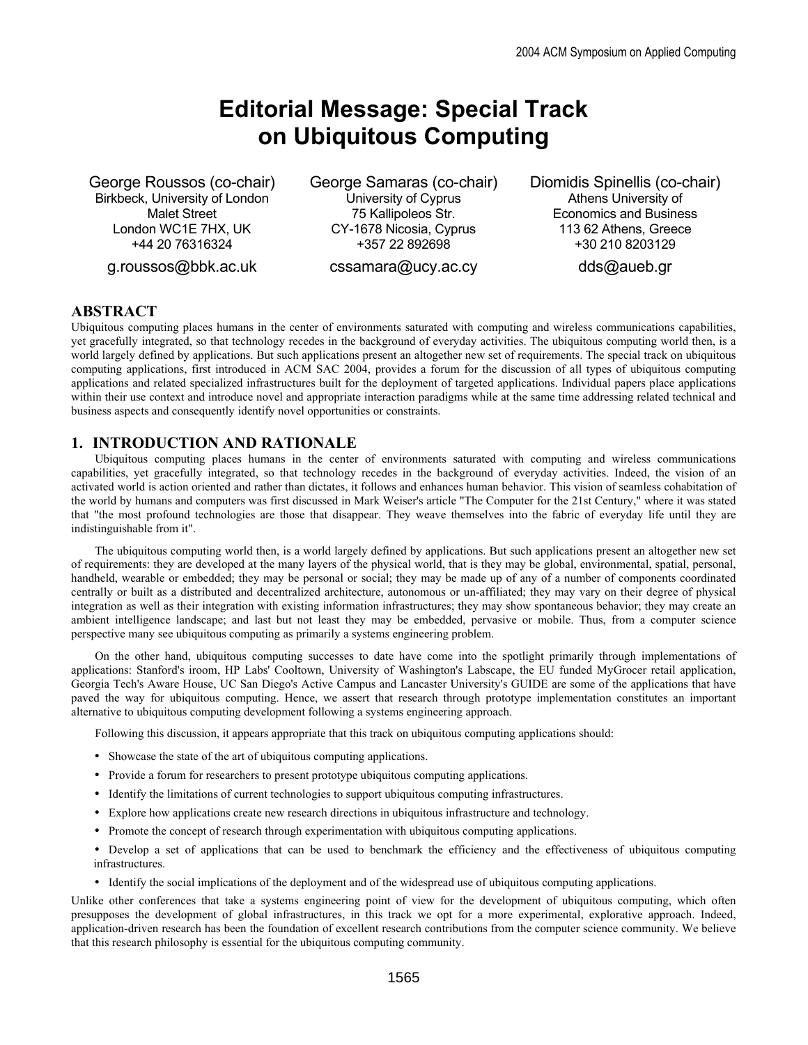# Editorial Message: Special Track on Ubiquitous Computing

George Roussos (co-chair)
Birkbeck, University of London
Malet Street
London WC1E 7HX, UK
+44 20 76316324
g.roussos@bbk.ac.uk

George Samaras (co-chair)
University of Cyprus
75 Kallipoleos Str.
CY-1678 Nicosia, Cyprus
+357 22 892698
cssamara@ucy.ac.cy

Diomidis Spinellis (co-chair)
Athens University of Economics and Business
113 62 Athens, Greece
+30 210 8203129
dds@aueb.gr

## ABSTRACT

Ubiquitous computing places humans in the center of environments saturated with computing and wireless communications capabilities, yet gracefully integrated, so that technology recedes in the background of everyday activities. The ubiquitous computing world then, is a world largely defined by applications. But such applications present an altogether new set of requirements. The special track on ubiquitous computing applications, first introduced in ACM SAC 2004, provides a forum for the discussion of all types of ubiquitous computing applications and related specialized infrastructures built for the deployment of targeted applications. Individual papers place applications within their use context and introduce novel and appropriate interaction paradigms while at the same time addressing related technical and business aspects and consequently identify novel opportunities or constraints.

## 1. INTRODUCTION AND RATIONALE

Ubiquitous computing places humans in the center of environments saturated with computing and wireless communications capabilities, yet gracefully integrated, so that technology recedes in the background of everyday activities. Indeed, the vision of an activated world is action oriented and rather than dictates, it follows and enhances human behavior. This vision of seamless cohabitation of the world by humans and computers was first discussed in Mark Weiser's article "The Computer for the 21st Century," where it was stated that "the most profound technologies are those that disappear. They weave themselves into the fabric of everyday life until they are indistinguishable from it".

The ubiquitous computing world then, is a world largely defined by applications. But such applications present an altogether new set of requirements: they are developed at the many layers of the physical world, that is they may be global, environmental, spatial, personal, handheld, wearable or embedded; they may be personal or social; they may be made up of any of a number of components coordinated centrally or built as a distributed and decentralized architecture, autonomous or un-affiliated; they may vary on their degree of physical integration as well as their integration with existing information infrastructures; they may show spontaneous behavior; they may create an ambient intelligence landscape; and last but not least they may be embedded, pervasive or mobile. Thus, from a computer science perspective many see ubiquitous computing as primarily a systems engineering problem.

On the other hand, ubiquitous computing successes to date have come into the spotlight primarily through implementations of applications: Stanford's iroom, HP Labs' Cooltown, University of Washington's Labscape, the EU funded MyGrocer retail application, Georgia Tech's Aware House, UC San Diego's Active Campus and Lancaster University's GUIDE are some of the applications that have paved the way for ubiquitous computing. Hence, we assert that research through prototype implementation constitutes an important alternative to ubiquitous computing development following a systems engineering approach.

Following this discussion, it appears appropriate that this track on ubiquitous computing applications should:

- Showcase the state of the art of ubiquitous computing applications.
- Provide a forum for researchers to present prototype ubiquitous computing applications.
- Identify the limitations of current technologies to support ubiquitous computing infrastructures.
- Explore how applications create new research directions in ubiquitous infrastructure and technology.
- Promote the concept of research through experimentation with ubiquitous computing applications.
- Develop a set of applications that can be used to benchmark the efficiency and the effectiveness of ubiquitous computing infrastructures.
- Identify the social implications of the deployment and of the widespread use of ubiquitous computing applications.

Unlike other conferences that take a systems engineering point of view for the development of ubiquitous computing, which often presupposes the development of global infrastructures, in this track we opt for a more experimental, explorative approach. Indeed, application-driven research has been the foundation of excellent research contributions from the computer science community. We believe that this research philosophy is essential for the ubiquitous computing community.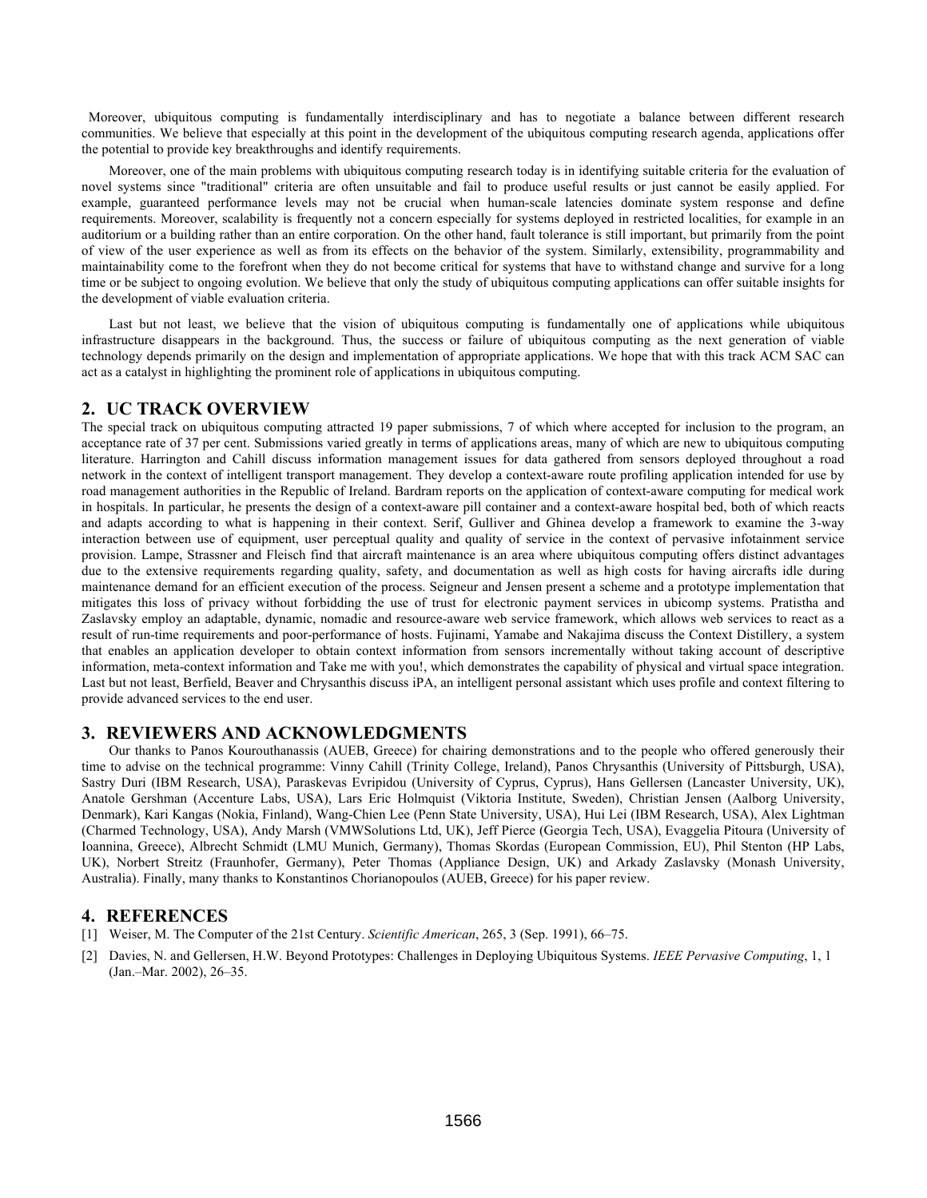Moreover, ubiquitous computing is fundamentally interdisciplinary and has to negotiate a balance between different research communities. We believe that especially at this point in the development of the ubiquitous computing research agenda, applications offer the potential to provide key breakthroughs and identify requirements.

Moreover, one of the main problems with ubiquitous computing research today is in identifying suitable criteria for the evaluation of novel systems since "traditional" criteria are often unsuitable and fail to produce useful results or just cannot be easily applied. For example, guaranteed performance levels may not be crucial when human-scale latencies dominate system response and define requirements. Moreover, scalability is frequently not a concern especially for systems deployed in restricted localities, for example in an auditorium or a building rather than an entire corporation. On the other hand, fault tolerance is still important, but primarily from the point of view of the user experience as well as from its effects on the behavior of the system. Similarly, extensibility, programmability and maintainability come to the forefront when they do not become critical for systems that have to withstand change and survive for a long time or be subject to ongoing evolution. We believe that only the study of ubiquitous computing applications can offer suitable insights for the development of viable evaluation criteria.

Last but not least, we believe that the vision of ubiquitous computing is fundamentally one of applications while ubiquitous infrastructure disappears in the background. Thus, the success or failure of ubiquitous computing as the next generation of viable technology depends primarily on the design and implementation of appropriate applications. We hope that with this track ACM SAC can act as a catalyst in highlighting the prominent role of applications in ubiquitous computing.

## 2. UC TRACK OVERVIEW

The special track on ubiquitous computing attracted 19 paper submissions, 7 of which where accepted for inclusion to the program, an acceptance rate of 37 per cent. Submissions varied greatly in terms of applications areas, many of which are new to ubiquitous computing literature. Harrington and Cahill discuss information management issues for data gathered from sensors deployed throughout a road network in the context of intelligent transport management. They develop a context-aware route profiling application intended for use by road management authorities in the Republic of Ireland. Bardram reports on the application of context-aware computing for medical work in hospitals. In particular, he presents the design of a context-aware pill container and a context-aware hospital bed, both of which reacts and adapts according to what is happening in their context. Serif, Gulliver and Ghinea develop a framework to examine the 3-way interaction between use of equipment, user perceptual quality and quality of service in the context of pervasive infotainment service provision. Lampe, Strassner and Fleisch find that aircraft maintenance is an area where ubiquitous computing offers distinct advantages due to the extensive requirements regarding quality, safety, and documentation as well as high costs for having aircrafts idle during maintenance demand for an efficient execution of the process. Seigneur and Jensen present a scheme and a prototype implementation that mitigates this loss of privacy without forbidding the use of trust for electronic payment services in ubicomp systems. Pratistha and Zaslavsky employ an adaptable, dynamic, nomadic and resource-aware web service framework, which allows web services to react as a result of run-time requirements and poor-performance of hosts. Fujinami, Yamabe and Nakajima discuss the Context Distillery, a system that enables an application developer to obtain context information from sensors incrementally without taking account of descriptive information, meta-context information and Take me with you!, which demonstrates the capability of physical and virtual space integration. Last but not least, Berfield, Beaver and Chrysanthis discuss iPA, an intelligent personal assistant which uses profile and context filtering to provide advanced services to the end user.

## 3. REVIEWERS AND ACKNOWLEDGMENTS

Our thanks to Panos Kourouthanassis (AUEB, Greece) for chairing demonstrations and to the people who offered generously their time to advise on the technical programme: Vinny Cahill (Trinity College, Ireland), Panos Chrysanthis (University of Pittsburgh, USA), Sastry Duri (IBM Research, USA), Paraskevas Evripidou (University of Cyprus, Cyprus), Hans Gellersen (Lancaster University, UK), Anatole Gershman (Accenture Labs, USA), Lars Eric Holmquist (Viktoria Institute, Sweden), Christian Jensen (Aalborg University, Denmark), Kari Kangas (Nokia, Finland), Wang-Chien Lee (Penn State University, USA), Hui Lei (IBM Research, USA), Alex Lightman (Charmed Technology, USA), Andy Marsh (VMWSolutions Ltd, UK), Jeff Pierce (Georgia Tech, USA), Evaggelia Pitoura (University of Ioannina, Greece), Albrecht Schmidt (LMU Munich, Germany), Thomas Skordas (European Commission, EU), Phil Stenton (HP Labs, UK), Norbert Streitz (Fraunhofer, Germany), Peter Thomas (Appliance Design, UK) and Arkady Zaslavsky (Monash University, Australia). Finally, many thanks to Konstantinos Chorianopoulos (AUEB, Greece) for his paper review.

## 4. REFERENCES

[1] Weiser, M. The Computer of the 21st Century. *Scientific American*, 265, 3 (Sep. 1991), 66–75.

[2] Davies, N. and Gellersen, H.W. Beyond Prototypes: Challenges in Deploying Ubiquitous Systems. *IEEE Pervasive Computing*, 1, 1 (Jan.–Mar. 2002), 26–35.